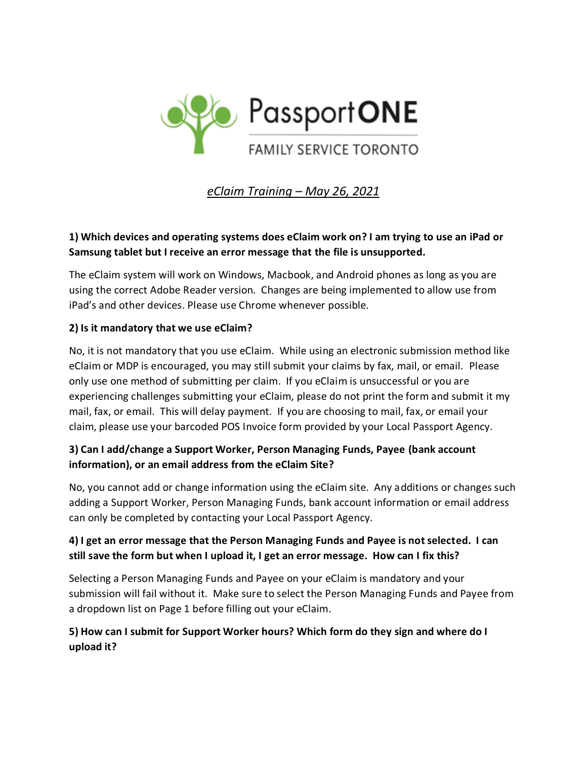PassportONE

FAMILY SERVICE TORONTO

# *eClaim Training – May 26, 2021*

**1) Which devices and operating systems does eClaim work on? I am trying to use an iPad or Samsung tablet but I receive an error message that the file is unsupported.**

The eClaim system will work on Windows, Macbook, and Android phones as long as you are using the correct Adobe Reader version. Changes are being implemented to allow use from iPad's and other devices. Please use Chrome whenever possible.

**2) Is it mandatory that we use eClaim?**

No, it is not mandatory that you use eClaim. While using an electronic submission method like eClaim or MDP is encouraged, you may still submit your claims by fax, mail, or email. Please only use one method of submitting per claim. If you eClaim is unsuccessful or you are experiencing challenges submitting your eClaim, please do not print the form and submit it my mail, fax, or email. This will delay payment. If you are choosing to mail, fax, or email your claim, please use your barcoded POS Invoice form provided by your Local Passport Agency.

**3) Can I add/change a Support Worker, Person Managing Funds, Payee (bank account information), or an email address from the eClaim Site?**

No, you cannot add or change information using the eClaim site. Any additions or changes such adding a Support Worker, Person Managing Funds, bank account information or email address can only be completed by contacting your Local Passport Agency.

**4) I get an error message that the Person Managing Funds and Payee is not selected. I can still save the form but when I upload it, I get an error message. How can I fix this?**

Selecting a Person Managing Funds and Payee on your eClaim is mandatory and your submission will fail without it. Make sure to select the Person Managing Funds and Payee from a dropdown list on Page 1 before filling out your eClaim.

**5) How can I submit for Support Worker hours? Which form do they sign and where do I upload it?**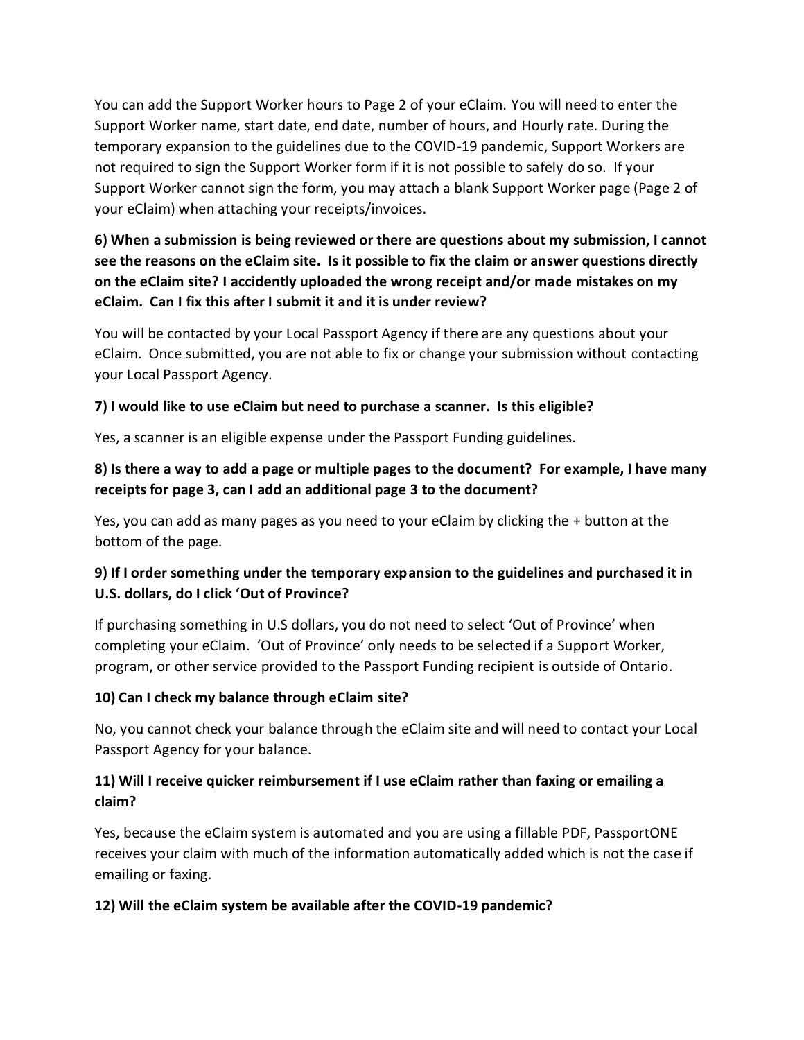You can add the Support Worker hours to Page 2 of your eClaim. You will need to enter the Support Worker name, start date, end date, number of hours, and Hourly rate. During the temporary expansion to the guidelines due to the COVID-19 pandemic, Support Workers are not required to sign the Support Worker form if it is not possible to safely do so. If your Support Worker cannot sign the form, you may attach a blank Support Worker page (Page 2 of your eClaim) when attaching your receipts/invoices.

**6) When a submission is being reviewed or there are questions about my submission, I cannot see the reasons on the eClaim site. Is it possible to fix the claim or answer questions directly on the eClaim site? I accidently uploaded the wrong receipt and/or made mistakes on my eClaim. Can I fix this after I submit it and it is under review?**

You will be contacted by your Local Passport Agency if there are any questions about your eClaim. Once submitted, you are not able to fix or change your submission without contacting your Local Passport Agency.

**7) I would like to use eClaim but need to purchase a scanner. Is this eligible?**

Yes, a scanner is an eligible expense under the Passport Funding guidelines.

**8) Is there a way to add a page or multiple pages to the document? For example, I have many receipts for page 3, can I add an additional page 3 to the document?**

Yes, you can add as many pages as you need to your eClaim by clicking the + button at the bottom of the page.

**9) If I order something under the temporary expansion to the guidelines and purchased it in U.S. dollars, do I click 'Out of Province?**

If purchasing something in U.S dollars, you do not need to select 'Out of Province' when completing your eClaim. 'Out of Province' only needs to be selected if a Support Worker, program, or other service provided to the Passport Funding recipient is outside of Ontario.

**10) Can I check my balance through eClaim site?**

No, you cannot check your balance through the eClaim site and will need to contact your Local Passport Agency for your balance.

**11) Will I receive quicker reimbursement if I use eClaim rather than faxing or emailing a claim?**

Yes, because the eClaim system is automated and you are using a fillable PDF, PassportONE receives your claim with much of the information automatically added which is not the case if emailing or faxing.

**12) Will the eClaim system be available after the COVID-19 pandemic?**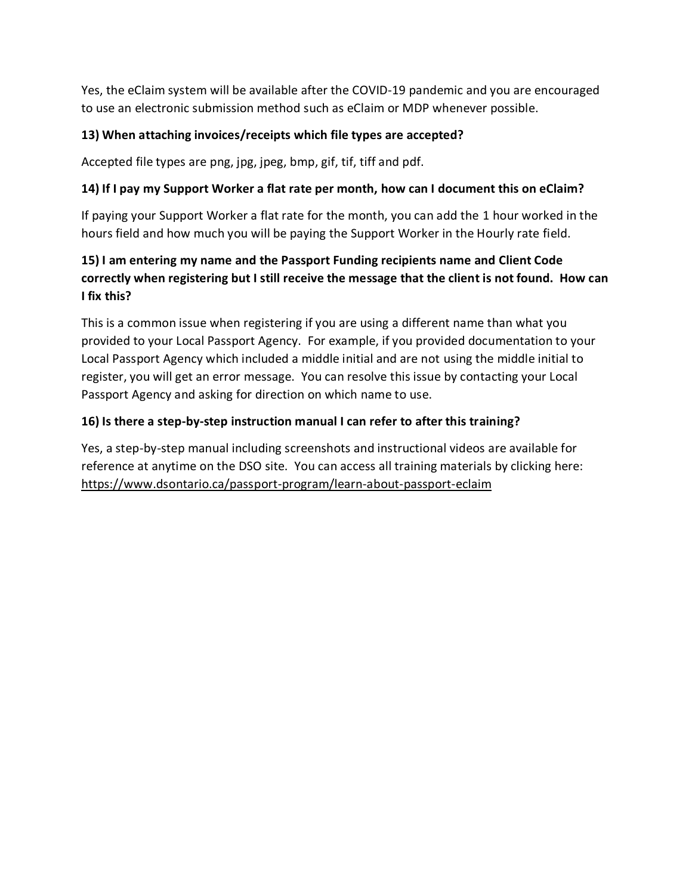Yes, the eClaim system will be available after the COVID-19 pandemic and you are encouraged to use an electronic submission method such as eClaim or MDP whenever possible.

**13) When attaching invoices/receipts which file types are accepted?**

Accepted file types are png, jpg, jpeg, bmp, gif, tif, tiff and pdf.

**14) If I pay my Support Worker a flat rate per month, how can I document this on eClaim?**

If paying your Support Worker a flat rate for the month, you can add the 1 hour worked in the hours field and how much you will be paying the Support Worker in the Hourly rate field.

**15) I am entering my name and the Passport Funding recipients name and Client Code correctly when registering but I still receive the message that the client is not found. How can I fix this?**

This is a common issue when registering if you are using a different name than what you provided to your Local Passport Agency. For example, if you provided documentation to your Local Passport Agency which included a middle initial and are not using the middle initial to register, you will get an error message. You can resolve this issue by contacting your Local Passport Agency and asking for direction on which name to use.

**16) Is there a step-by-step instruction manual I can refer to after this training?**

Yes, a step-by-step manual including screenshots and instructional videos are available for reference at anytime on the DSO site. You can access all training materials by clicking here: https://www.dsontario.ca/passport-program/learn-about-passport-eclaim